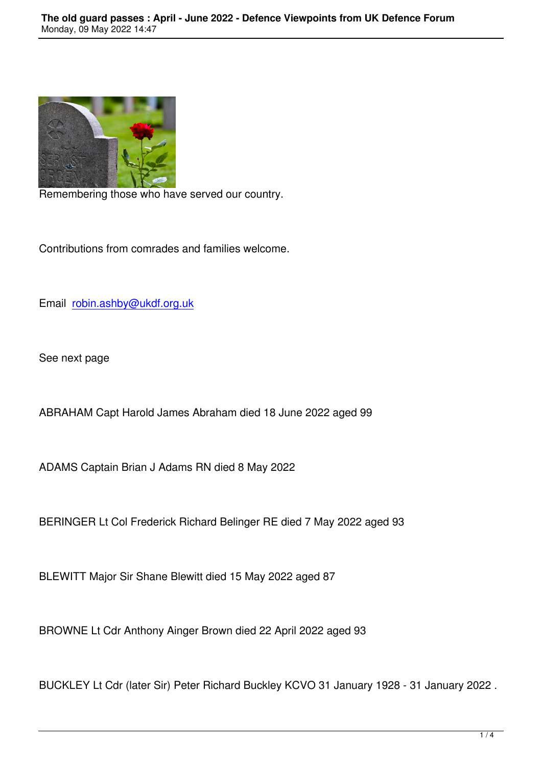Remembering those who have served our country.

Contributions from comrades and families welcome.

Email [robin.ashby@ukdf.org.uk](mailto:robin.ashby@ukdf.org.uk)

See next page

ABRAHAM Capt Harold James Abraham died 18 June 2022 aged 99

ADAMS Captain Brian J Adams RN died 8 May 2022

BERINGER Lt Col Frederick Richard Belinger RE died 7 May 2022 aged 93

BLEWITT Major Sir Shane Blewitt died 15 May 2022 aged 87

BROWNE Lt Cdr Anthony Ainger Brown died 22 April 2022 aged 93

BUCKLEY Lt Cdr (later Sir) Peter Richard Buckley KCVO 31 January 1928 - 31 January 2022 .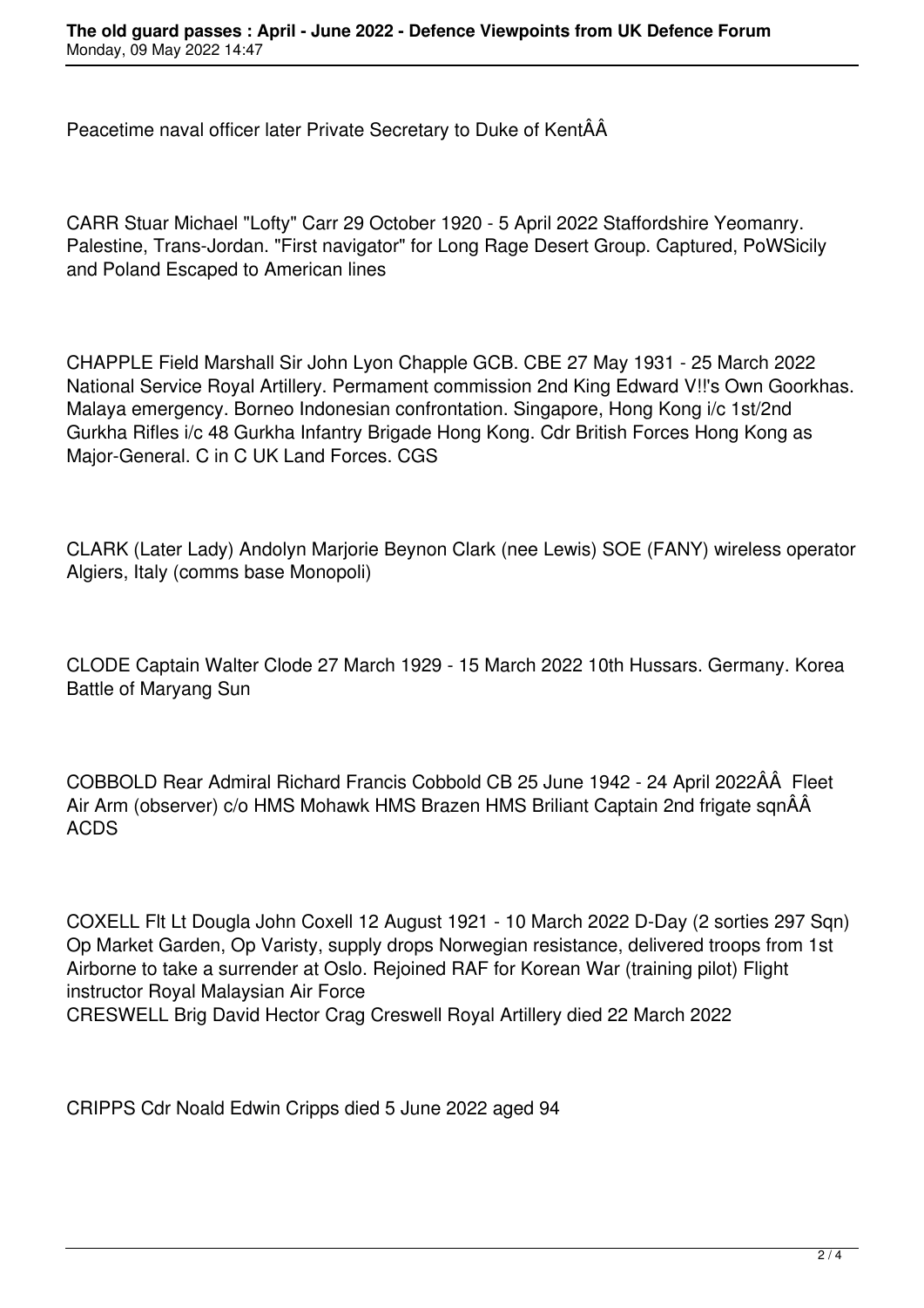Peacetime naval officer later Private Secretary to Duke of KentÂÂ

CARR Stuar Michael "Lofty" Carr 29 October 1920 - 5 April 2022 Staffordshire Yeomanry. Palestine, Trans-Jordan. "First navigator" for Long Rage Desert Group. Captured, PoWSicily and Poland Escaped to American lines

CHAPPLE Field Marshall Sir John Lyon Chapple GCB. CBE 27 May 1931 - 25 March 2022 National Service Royal Artillery. Permament commission 2nd King Edward V!!'s Own Goorkhas. Malaya emergency. Borneo Indonesian confrontation. Singapore, Hong Kong i/c 1st/2nd Gurkha Rifles i/c 48 Gurkha Infantry Brigade Hong Kong. Cdr British Forces Hong Kong as Major-General. C in C UK Land Forces. CGS

CLARK (Later Lady) Andolyn Marjorie Beynon Clark (nee Lewis) SOE (FANY) wireless operator Algiers, Italy (comms base Monopoli)

CLODE Captain Walter Clode 27 March 1929 - 15 March 2022 10th Hussars. Germany. Korea Battle of Maryang Sun

COBBOLD Rear Admiral Richard Francis Cobbold CB 25 June 1942 - 24 April 2022ÂÂ Fleet Air Arm (observer) c/o HMS Mohawk HMS Brazen HMS Briliant Captain 2nd frigate sqnÂÂ ACDS

COXELL Flt Lt Dougla John Coxell 12 August 1921 - 10 March 2022 D-Day (2 sorties 297 Sqn) Op Market Garden, Op Varisty, supply drops Norwegian resistance, delivered troops from 1st Airborne to take a surrender at Oslo. Rejoined RAF for Korean War (training pilot) Flight instructor Royal Malaysian Air Force
CRESWELL Brig David Hector Crag Creswell Royal Artillery died 22 March 2022

CRIPPS Cdr Noald Edwin Cripps died 5 June 2022 aged 94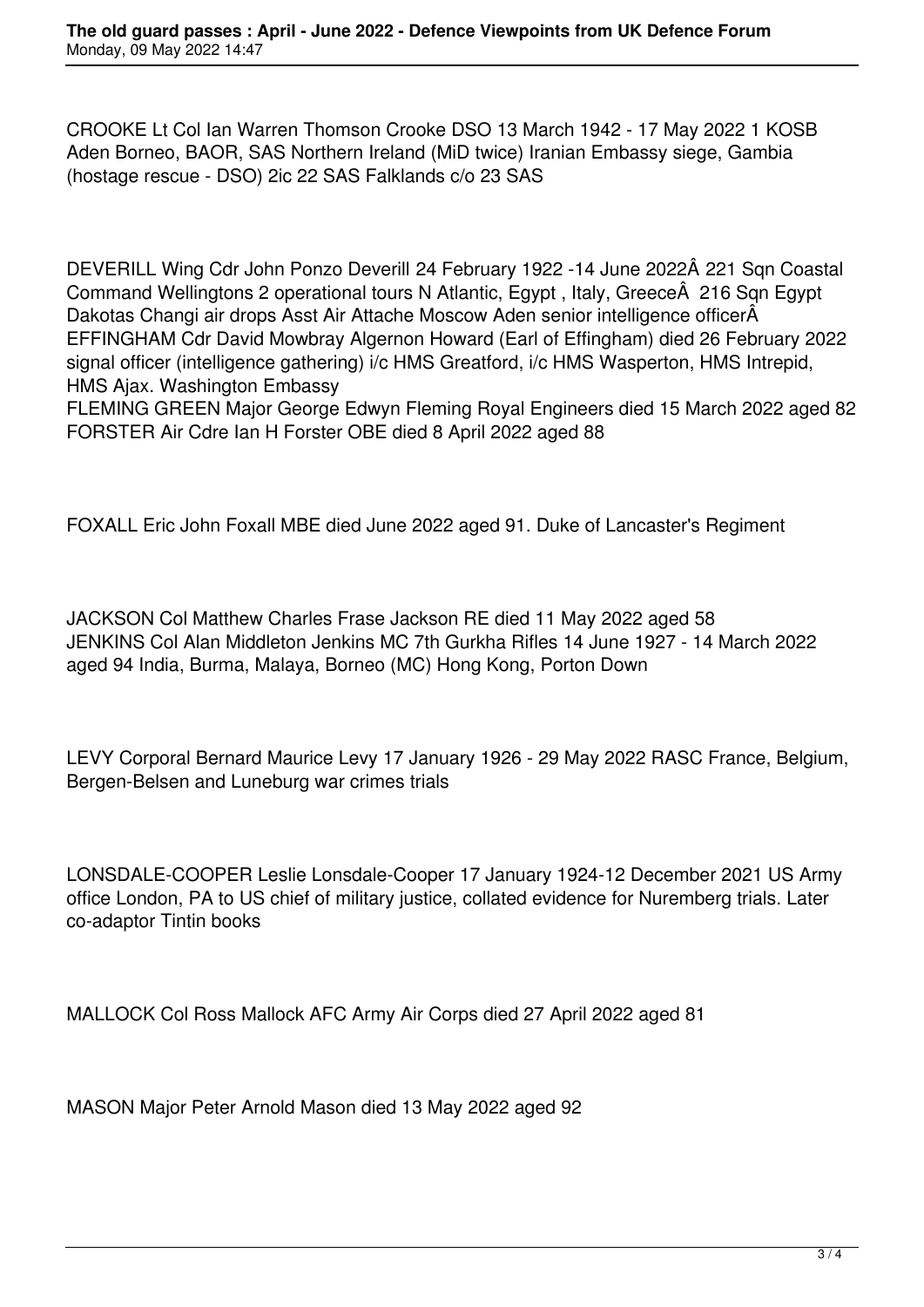CROOKE Lt Col Ian Warren Thomson Crooke DSO 13 March 1942 - 17 May 2022 1 KOSB Aden Borneo, BAOR, SAS Northern Ireland (MiD twice) Iranian Embassy siege, Gambia (hostage rescue - DSO) 2ic 22 SAS Falklands c/o 23 SAS

DEVERILL Wing Cdr John Ponzo Deverill 24 February 1922 -14 June 2022Â 221 Sqn Coastal Command Wellingtons 2 operational tours N Atlantic, Egypt , Italy, GreeceÂ 216 Sqn Egypt Dakotas Changi air drops Asst Air Attache Moscow Aden senior intelligence officerÂ
EFFINGHAM Cdr David Mowbray Algernon Howard (Earl of Effingham) died 26 February 2022 signal officer (intelligence gathering) i/c HMS Greatford, i/c HMS Wasperton, HMS Intrepid, HMS Ajax. Washington Embassy
FLEMING GREEN Major George Edwyn Fleming Royal Engineers died 15 March 2022 aged 82
FORSTER Air Cdre Ian H Forster OBE died 8 April 2022 aged 88

FOXALL Eric John Foxall MBE died June 2022 aged 91. Duke of Lancaster's Regiment

JACKSON Col Matthew Charles Frase Jackson RE died 11 May 2022 aged 58
JENKINS Col Alan Middleton Jenkins MC 7th Gurkha Rifles 14 June 1927 - 14 March 2022 aged 94 India, Burma, Malaya, Borneo (MC) Hong Kong, Porton Down

LEVY Corporal Bernard Maurice Levy 17 January 1926 - 29 May 2022 RASC France, Belgium, Bergen-Belsen and Luneburg war crimes trials

LONSDALE-COOPER Leslie Lonsdale-Cooper 17 January 1924-12 December 2021 US Army office London, PA to US chief of military justice, collated evidence for Nuremberg trials. Later co-adaptor Tintin books

MALLOCK Col Ross Mallock AFC Army Air Corps died 27 April 2022 aged 81

MASON Major Peter Arnold Mason died 13 May 2022 aged 92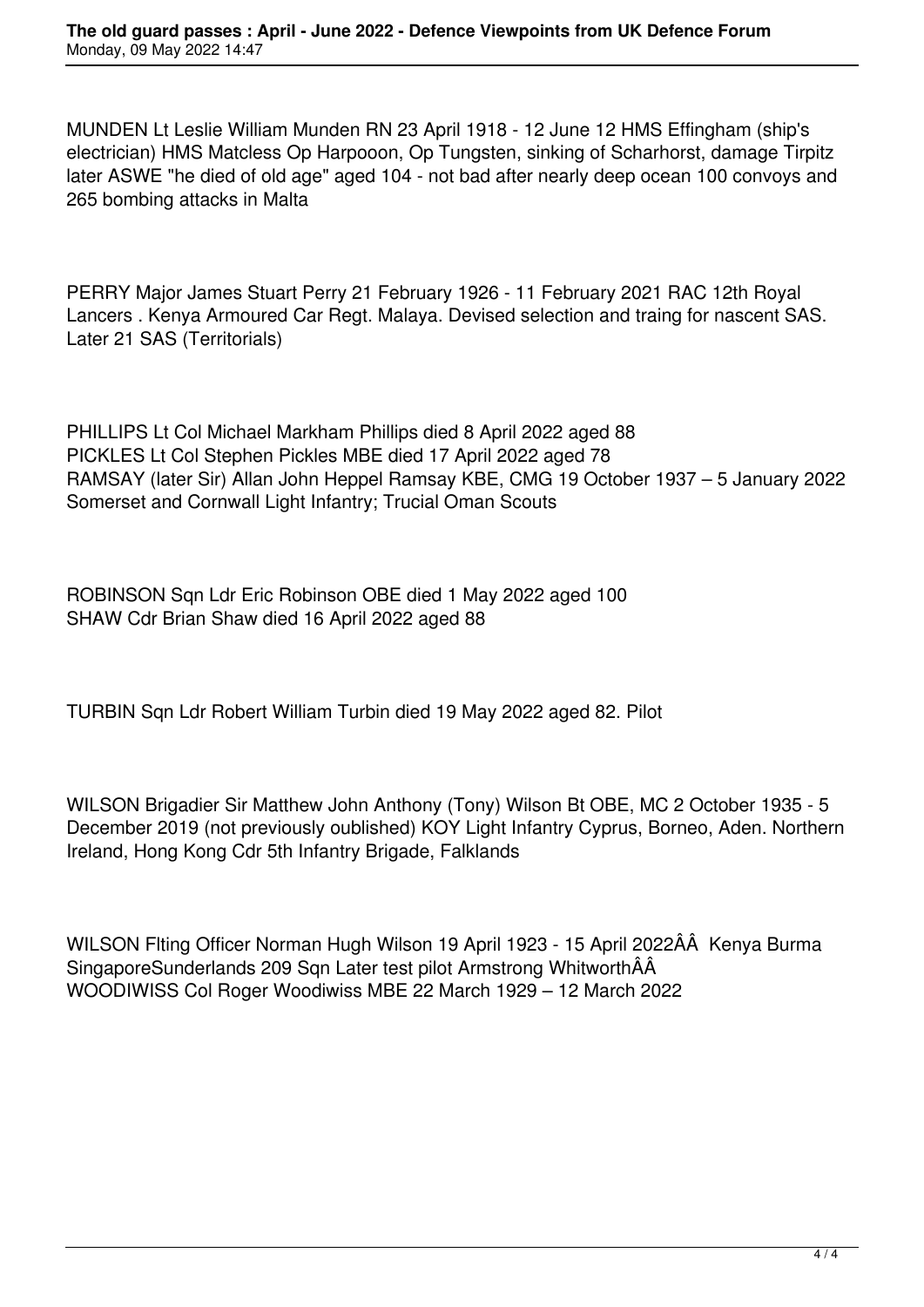MUNDEN Lt Leslie William Munden RN 23 April 1918 - 12 June 12 HMS Effingham (ship's electrician) HMS Matcless Op Harpooon, Op Tungsten, sinking of Scharhorst, damage Tirpitz later ASWE "he died of old age" aged 104 - not bad after nearly deep ocean 100 convoys and 265 bombing attacks in Malta

PERRY Major James Stuart Perry 21 February 1926 - 11 February 2021 RAC 12th Royal Lancers . Kenya Armoured Car Regt. Malaya. Devised selection and traing for nascent SAS. Later 21 SAS (Territorials)

PHILLIPS Lt Col Michael Markham Phillips died 8 April 2022 aged 88
PICKLES Lt Col Stephen Pickles MBE died 17 April 2022 aged 78
RAMSAY (later Sir) Allan John Heppel Ramsay KBE, CMG 19 October 1937 – 5 January 2022 Somerset and Cornwall Light Infantry; Trucial Oman Scouts

ROBINSON Sqn Ldr Eric Robinson OBE died 1 May 2022 aged 100
SHAW Cdr Brian Shaw died 16 April 2022 aged 88

TURBIN Sqn Ldr Robert William Turbin died 19 May 2022 aged 82. Pilot

WILSON Brigadier Sir Matthew John Anthony (Tony) Wilson Bt OBE, MC 2 October 1935 - 5 December 2019 (not previously oublished) KOY Light Infantry Cyprus, Borneo, Aden. Northern Ireland, Hong Kong Cdr 5th Infantry Brigade, Falklands

WILSON Flting Officer Norman Hugh Wilson 19 April 1923 - 15 April 2022ÂÂ  Kenya Burma SingaporeSunderlands 209 Sqn Later test pilot Armstrong WhitworthÂÂ
WOODIWISS Col Roger Woodiwiss MBE 22 March 1929 – 12 March 2022